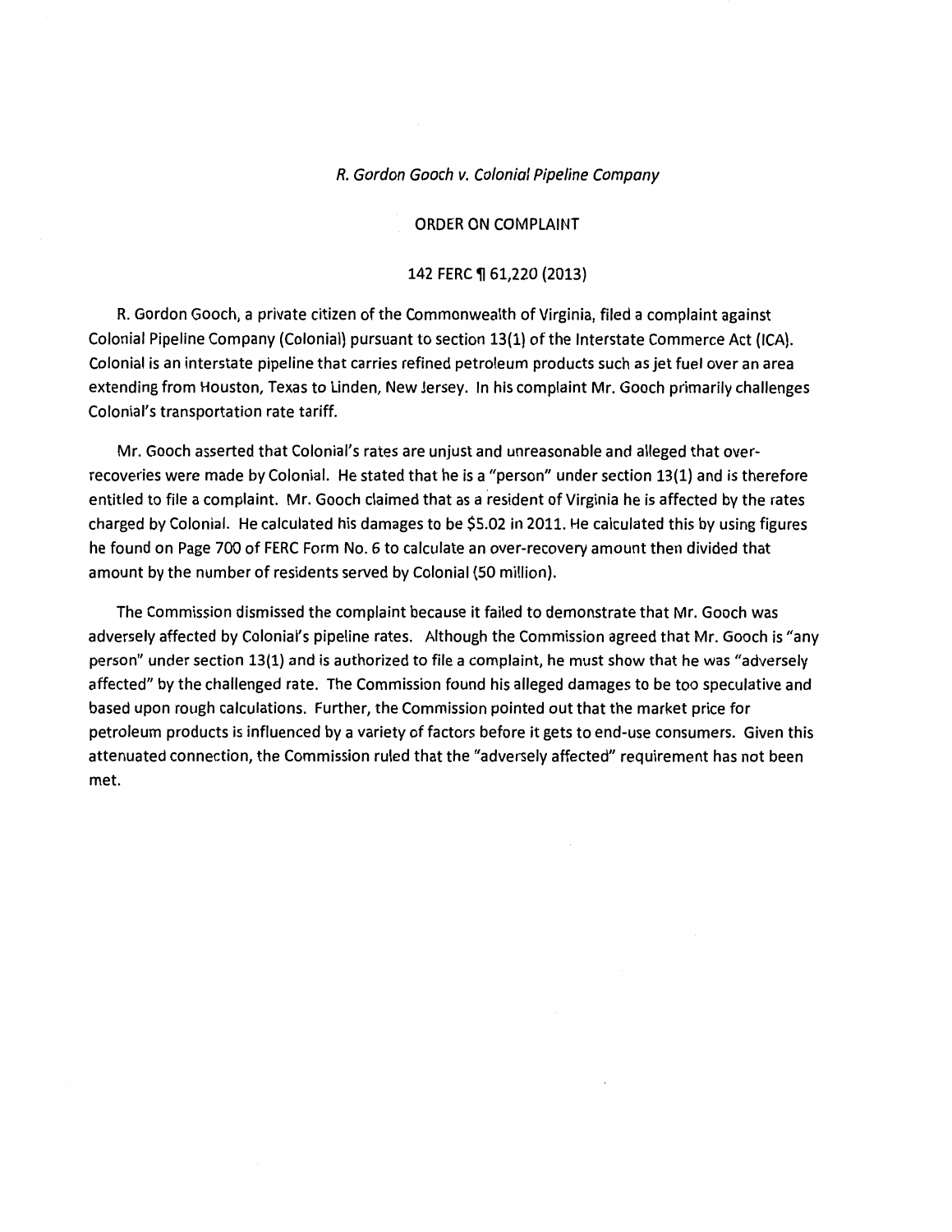*R. Gordon Gooch v. Colonial Pipeline Company*

ORDER ON COMPLAINT

142 FERC ¶ 61,220 (2013)

R. Gordon Gooch, a private citizen of the Commonwealth of Virginia, filed a complaint against Colonial Pipeline Company (Colonial) pursuant to section 13(1) of the Interstate Commerce Act (ICA). Colonial is an interstate pipeline that carries refined petroleum products such as jet fuel over an area extending from Houston, Texas to Linden, New Jersey. In his complaint Mr. Gooch primarily challenges Colonial's transportation rate tariff.

Mr. Gooch asserted that Colonial's rates are unjust and unreasonable and alleged that over-recoveries were made by Colonial. He stated that he is a "person" under section 13(1) and is therefore entitled to file a complaint. Mr. Gooch claimed that as a resident of Virginia he is affected by the rates charged by Colonial. He calculated his damages to be $5.02 in 2011. He calculated this by using figures he found on Page 700 of FERC Form No. 6 to calculate an over-recovery amount then divided that amount by the number of residents served by Colonial (50 million).

The Commission dismissed the complaint because it failed to demonstrate that Mr. Gooch was adversely affected by Colonial's pipeline rates. Although the Commission agreed that Mr. Gooch is "any person" under section 13(1) and is authorized to file a complaint, he must show that he was "adversely affected" by the challenged rate. The Commission found his alleged damages to be too speculative and based upon rough calculations. Further, the Commission pointed out that the market price for petroleum products is influenced by a variety of factors before it gets to end-use consumers. Given this attenuated connection, the Commission ruled that the "adversely affected" requirement has not been met.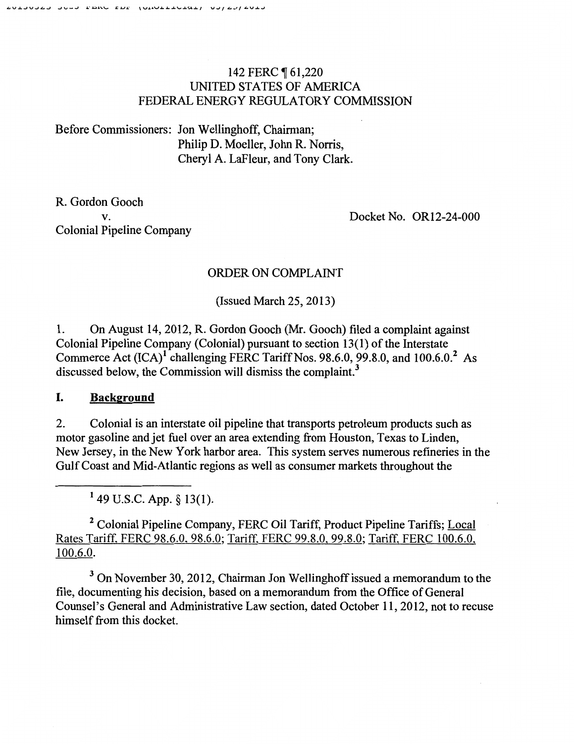142 FERC ¶ 61,220
UNITED STATES OF AMERICA
FEDERAL ENERGY REGULATORY COMMISSION

Before Commissioners: Jon Wellinghoff, Chairman;
Philip D. Moeller, John R. Norris,
Cheryl A. LaFleur, and Tony Clark.

R. Gordon Gooch
v.
Colonial Pipeline Company

Docket No. OR12-24-000

ORDER ON COMPLAINT

(Issued March 25, 2013)

1. On August 14, 2012, R. Gordon Gooch (Mr. Gooch) filed a complaint against Colonial Pipeline Company (Colonial) pursuant to section 13(1) of the Interstate Commerce Act (ICA)[1] challenging FERC Tariff Nos. 98.6.0, 99.8.0, and 100.6.0.[2] As discussed below, the Commission will dismiss the complaint.[3]

## I. Background

2. Colonial is an interstate oil pipeline that transports petroleum products such as motor gasoline and jet fuel over an area extending from Houston, Texas to Linden, New Jersey, in the New York harbor area. This system serves numerous refineries in the Gulf Coast and Mid-Atlantic regions as well as consumer markets throughout the

---

[1] 49 U.S.C. App. § 13(1).

[2] Colonial Pipeline Company, FERC Oil Tariff, Product Pipeline Tariffs; Local Rates Tariff, FERC 98.6.0, 98.6.0; Tariff, FERC 99.8.0, 99.8.0; Tariff, FERC 100.6.0, 100.6.0.

[3] On November 30, 2012, Chairman Jon Wellinghoff issued a memorandum to the file, documenting his decision, based on a memorandum from the Office of General Counsel's General and Administrative Law section, dated October 11, 2012, not to recuse himself from this docket.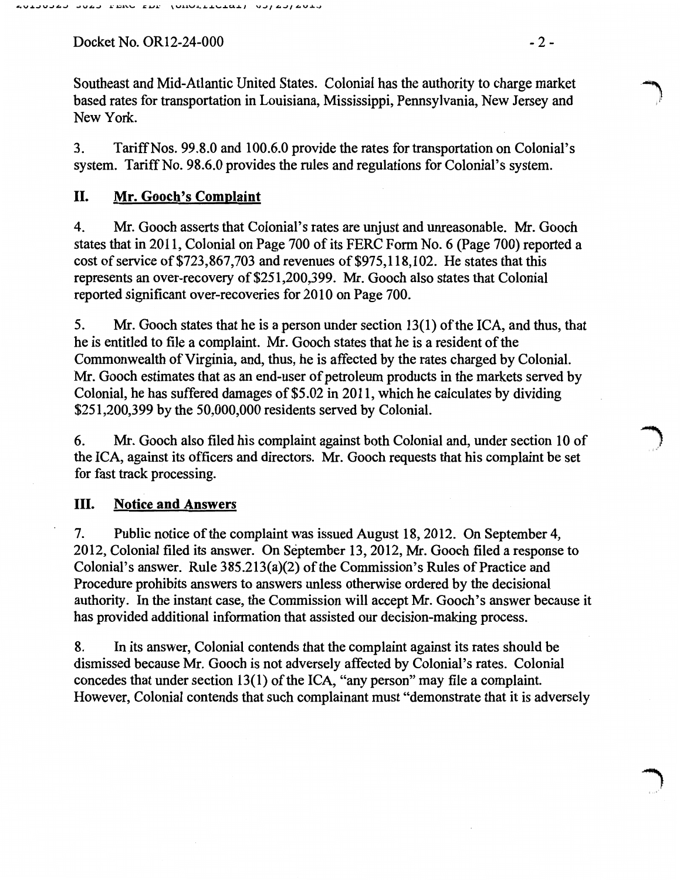Southeast and Mid-Atlantic United States. Colonial has the authority to charge market based rates for transportation in Louisiana, Mississippi, Pennsylvania, New Jersey and New York.

3. Tariff Nos. 99.8.0 and 100.6.0 provide the rates for transportation on Colonial's system. Tariff No. 98.6.0 provides the rules and regulations for Colonial's system.

## II. Mr. Gooch's Complaint

4. Mr. Gooch asserts that Colonial's rates are unjust and unreasonable. Mr. Gooch states that in 2011, Colonial on Page 700 of its FERC Form No. 6 (Page 700) reported a cost of service of $723,867,703 and revenues of $975,118,102. He states that this represents an over-recovery of $251,200,399. Mr. Gooch also states that Colonial reported significant over-recoveries for 2010 on Page 700.

5. Mr. Gooch states that he is a person under section 13(1) of the ICA, and thus, that he is entitled to file a complaint. Mr. Gooch states that he is a resident of the Commonwealth of Virginia, and, thus, he is affected by the rates charged by Colonial. Mr. Gooch estimates that as an end-user of petroleum products in the markets served by Colonial, he has suffered damages of $5.02 in 2011, which he calculates by dividing $251,200,399 by the 50,000,000 residents served by Colonial.

6. Mr. Gooch also filed his complaint against both Colonial and, under section 10 of the ICA, against its officers and directors. Mr. Gooch requests that his complaint be set for fast track processing.

## III. Notice and Answers

7. Public notice of the complaint was issued August 18, 2012. On September 4, 2012, Colonial filed its answer. On September 13, 2012, Mr. Gooch filed a response to Colonial's answer. Rule 385.213(a)(2) of the Commission's Rules of Practice and Procedure prohibits answers to answers unless otherwise ordered by the decisional authority. In the instant case, the Commission will accept Mr. Gooch's answer because it has provided additional information that assisted our decision-making process.

8. In its answer, Colonial contends that the complaint against its rates should be dismissed because Mr. Gooch is not adversely affected by Colonial's rates. Colonial concedes that under section 13(1) of the ICA, "any person" may file a complaint. However, Colonial contends that such complainant must "demonstrate that it is adversely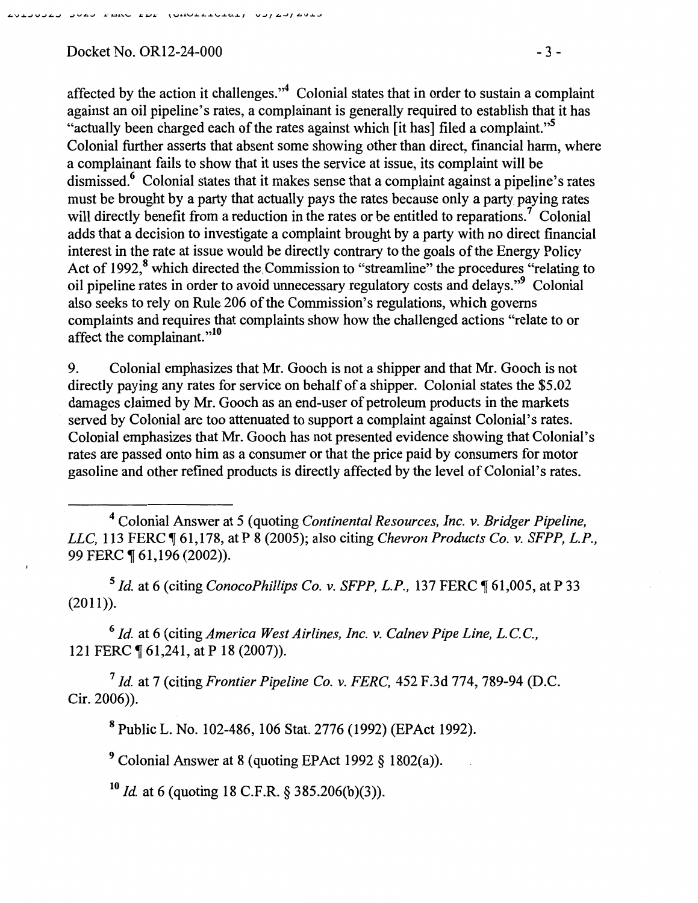affected by the action it challenges."[4] Colonial states that in order to sustain a complaint against an oil pipeline's rates, a complainant is generally required to establish that it has "actually been charged each of the rates against which [it has] filed a complaint."[5] Colonial further asserts that absent some showing other than direct, financial harm, where a complainant fails to show that it uses the service at issue, its complaint will be dismissed.[6] Colonial states that it makes sense that a complaint against a pipeline's rates must be brought by a party that actually pays the rates because only a party paying rates will directly benefit from a reduction in the rates or be entitled to reparations.[7] Colonial adds that a decision to investigate a complaint brought by a party with no direct financial interest in the rate at issue would be directly contrary to the goals of the Energy Policy Act of 1992,[8] which directed the Commission to "streamline" the procedures "relating to oil pipeline rates in order to avoid unnecessary regulatory costs and delays."[9] Colonial also seeks to rely on Rule 206 of the Commission's regulations, which governs complaints and requires that complaints show how the challenged actions "relate to or affect the complainant."[10]

9. Colonial emphasizes that Mr. Gooch is not a shipper and that Mr. Gooch is not directly paying any rates for service on behalf of a shipper. Colonial states the $5.02 damages claimed by Mr. Gooch as an end-user of petroleum products in the markets served by Colonial are too attenuated to support a complaint against Colonial's rates. Colonial emphasizes that Mr. Gooch has not presented evidence showing that Colonial's rates are passed onto him as a consumer or that the price paid by consumers for motor gasoline and other refined products is directly affected by the level of Colonial's rates.

---

[4] Colonial Answer at 5 (quoting *Continental Resources, Inc. v. Bridger Pipeline, LLC*, 113 FERC ¶ 61,178, at P 8 (2005); also citing *Chevron Products Co. v. SFPP, L.P.*, 99 FERC ¶ 61,196 (2002)).

[5] *Id.* at 6 (citing *ConocoPhillips Co. v. SFPP, L.P.*, 137 FERC ¶ 61,005, at P 33 (2011)).

[6] *Id.* at 6 (citing *America West Airlines, Inc. v. Calnev Pipe Line, L.C.C.*, 121 FERC ¶ 61,241, at P 18 (2007)).

[7] *Id.* at 7 (citing *Frontier Pipeline Co. v. FERC*, 452 F.3d 774, 789-94 (D.C. Cir. 2006)).

[8] Public L. No. 102-486, 106 Stat. 2776 (1992) (EPAct 1992).

[9] Colonial Answer at 8 (quoting EPAct 1992 § 1802(a)).

[10] *Id.* at 6 (quoting 18 C.F.R. § 385.206(b)(3)).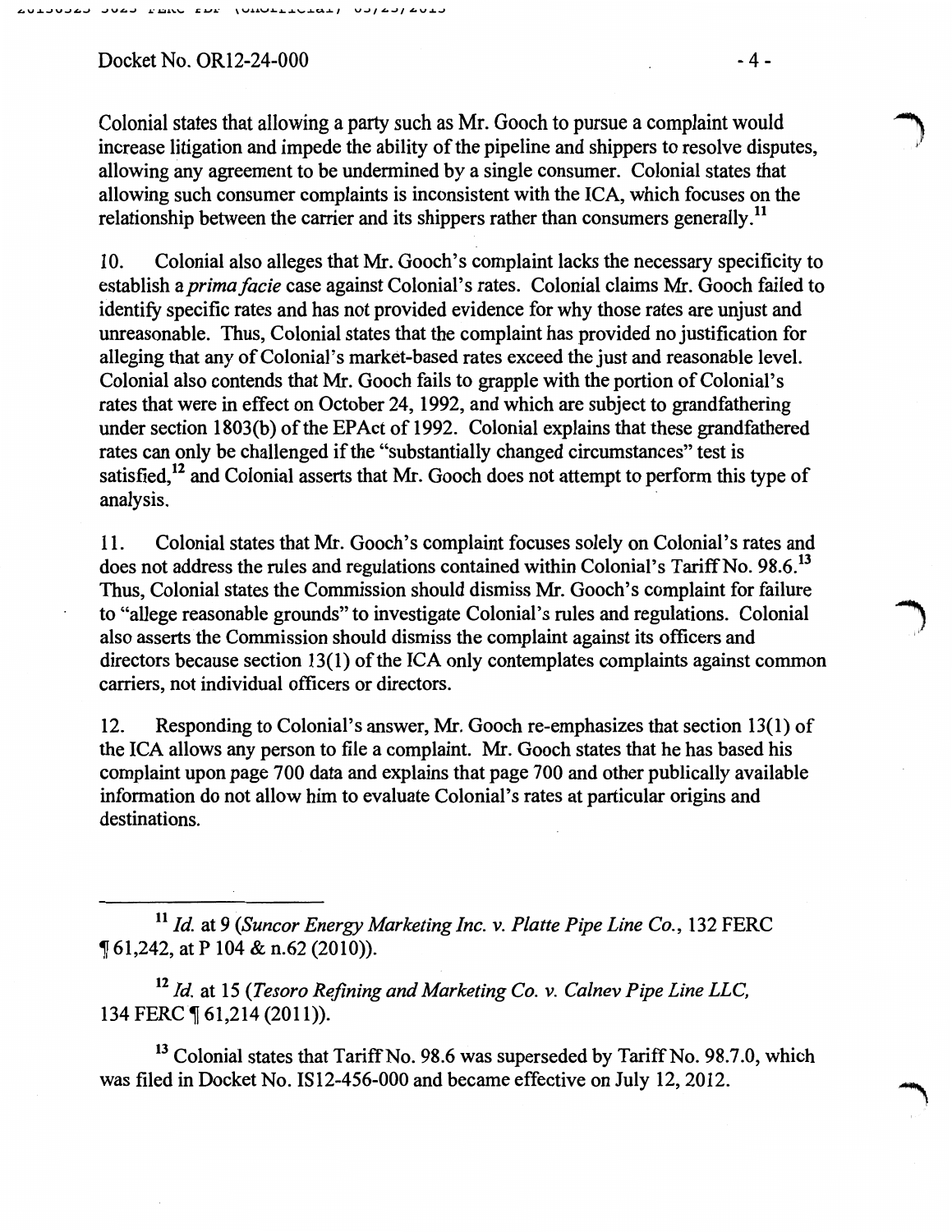Colonial states that allowing a party such as Mr. Gooch to pursue a complaint would increase litigation and impede the ability of the pipeline and shippers to resolve disputes, allowing any agreement to be undermined by a single consumer. Colonial states that allowing such consumer complaints is inconsistent with the ICA, which focuses on the relationship between the carrier and its shippers rather than consumers generally.[11]

10. Colonial also alleges that Mr. Gooch's complaint lacks the necessary specificity to establish a *prima facie* case against Colonial's rates. Colonial claims Mr. Gooch failed to identify specific rates and has not provided evidence for why those rates are unjust and unreasonable. Thus, Colonial states that the complaint has provided no justification for alleging that any of Colonial's market-based rates exceed the just and reasonable level. Colonial also contends that Mr. Gooch fails to grapple with the portion of Colonial's rates that were in effect on October 24, 1992, and which are subject to grandfathering under section 1803(b) of the EPAct of 1992. Colonial explains that these grandfathered rates can only be challenged if the "substantially changed circumstances" test is satisfied,[12] and Colonial asserts that Mr. Gooch does not attempt to perform this type of analysis.

11. Colonial states that Mr. Gooch's complaint focuses solely on Colonial's rates and does not address the rules and regulations contained within Colonial's Tariff No. 98.6.[13] Thus, Colonial states the Commission should dismiss Mr. Gooch's complaint for failure to "allege reasonable grounds" to investigate Colonial's rules and regulations. Colonial also asserts the Commission should dismiss the complaint against its officers and directors because section 13(1) of the ICA only contemplates complaints against common carriers, not individual officers or directors.

12. Responding to Colonial's answer, Mr. Gooch re-emphasizes that section 13(1) of the ICA allows any person to file a complaint. Mr. Gooch states that he has based his complaint upon page 700 data and explains that page 700 and other publically available information do not allow him to evaluate Colonial's rates at particular origins and destinations.

---

[11] *Id.* at 9 (*Suncor Energy Marketing Inc. v. Platte Pipe Line Co.*, 132 FERC ¶ 61,242, at P 104 & n.62 (2010)).

[12] *Id.* at 15 (*Tesoro Refining and Marketing Co. v. Calnev Pipe Line LLC*, 134 FERC ¶ 61,214 (2011)).

[13] Colonial states that Tariff No. 98.6 was superseded by Tariff No. 98.7.0, which was filed in Docket No. IS12-456-000 and became effective on July 12, 2012.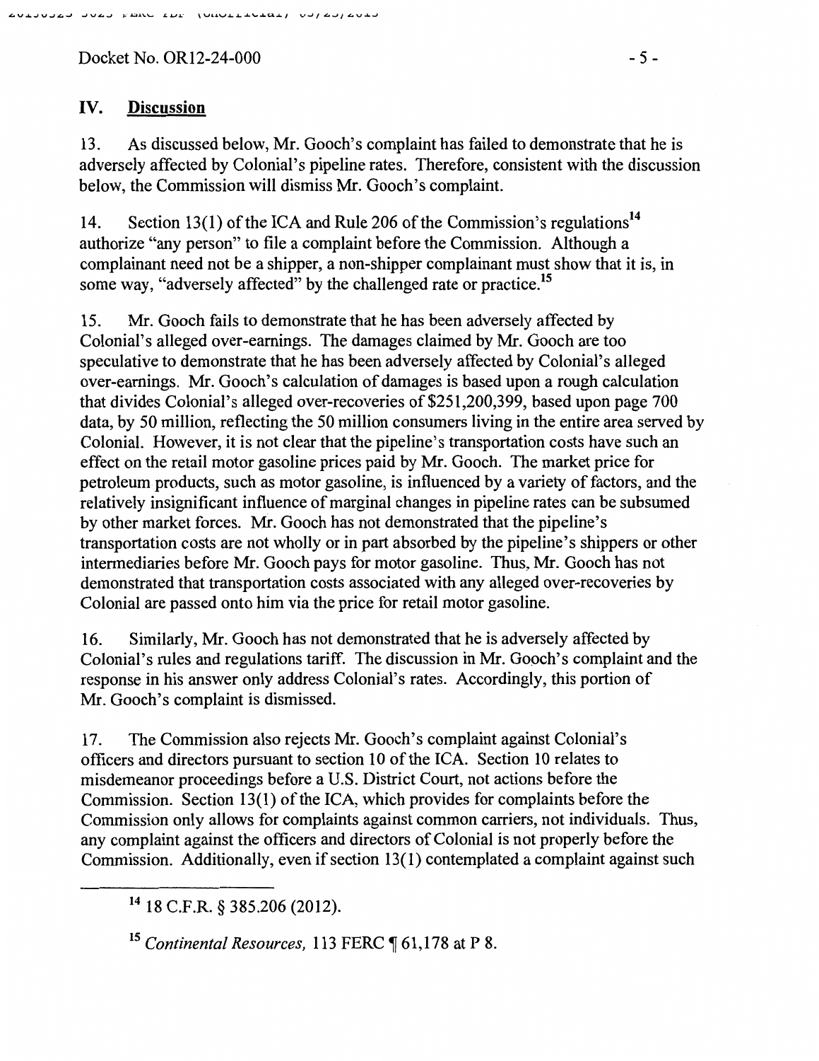## IV. Discussion

13. As discussed below, Mr. Gooch's complaint has failed to demonstrate that he is adversely affected by Colonial's pipeline rates. Therefore, consistent with the discussion below, the Commission will dismiss Mr. Gooch's complaint.

14. Section 13(1) of the ICA and Rule 206 of the Commission's regulations[14] authorize "any person" to file a complaint before the Commission. Although a complainant need not be a shipper, a non-shipper complainant must show that it is, in some way, "adversely affected" by the challenged rate or practice.[15]

15. Mr. Gooch fails to demonstrate that he has been adversely affected by Colonial's alleged over-earnings. The damages claimed by Mr. Gooch are too speculative to demonstrate that he has been adversely affected by Colonial's alleged over-earnings. Mr. Gooch's calculation of damages is based upon a rough calculation that divides Colonial's alleged over-recoveries of $251,200,399, based upon page 700 data, by 50 million, reflecting the 50 million consumers living in the entire area served by Colonial. However, it is not clear that the pipeline's transportation costs have such an effect on the retail motor gasoline prices paid by Mr. Gooch. The market price for petroleum products, such as motor gasoline, is influenced by a variety of factors, and the relatively insignificant influence of marginal changes in pipeline rates can be subsumed by other market forces. Mr. Gooch has not demonstrated that the pipeline's transportation costs are not wholly or in part absorbed by the pipeline's shippers or other intermediaries before Mr. Gooch pays for motor gasoline. Thus, Mr. Gooch has not demonstrated that transportation costs associated with any alleged over-recoveries by Colonial are passed onto him via the price for retail motor gasoline.

16. Similarly, Mr. Gooch has not demonstrated that he is adversely affected by Colonial's rules and regulations tariff. The discussion in Mr. Gooch's complaint and the response in his answer only address Colonial's rates. Accordingly, this portion of Mr. Gooch's complaint is dismissed.

17. The Commission also rejects Mr. Gooch's complaint against Colonial's officers and directors pursuant to section 10 of the ICA. Section 10 relates to misdemeanor proceedings before a U.S. District Court, not actions before the Commission. Section 13(1) of the ICA, which provides for complaints before the Commission only allows for complaints against common carriers, not individuals. Thus, any complaint against the officers and directors of Colonial is not properly before the Commission. Additionally, even if section 13(1) contemplated a complaint against such

---

[14] 18 C.F.R. § 385.206 (2012).

[15] *Continental Resources,* 113 FERC ¶ 61,178 at P 8.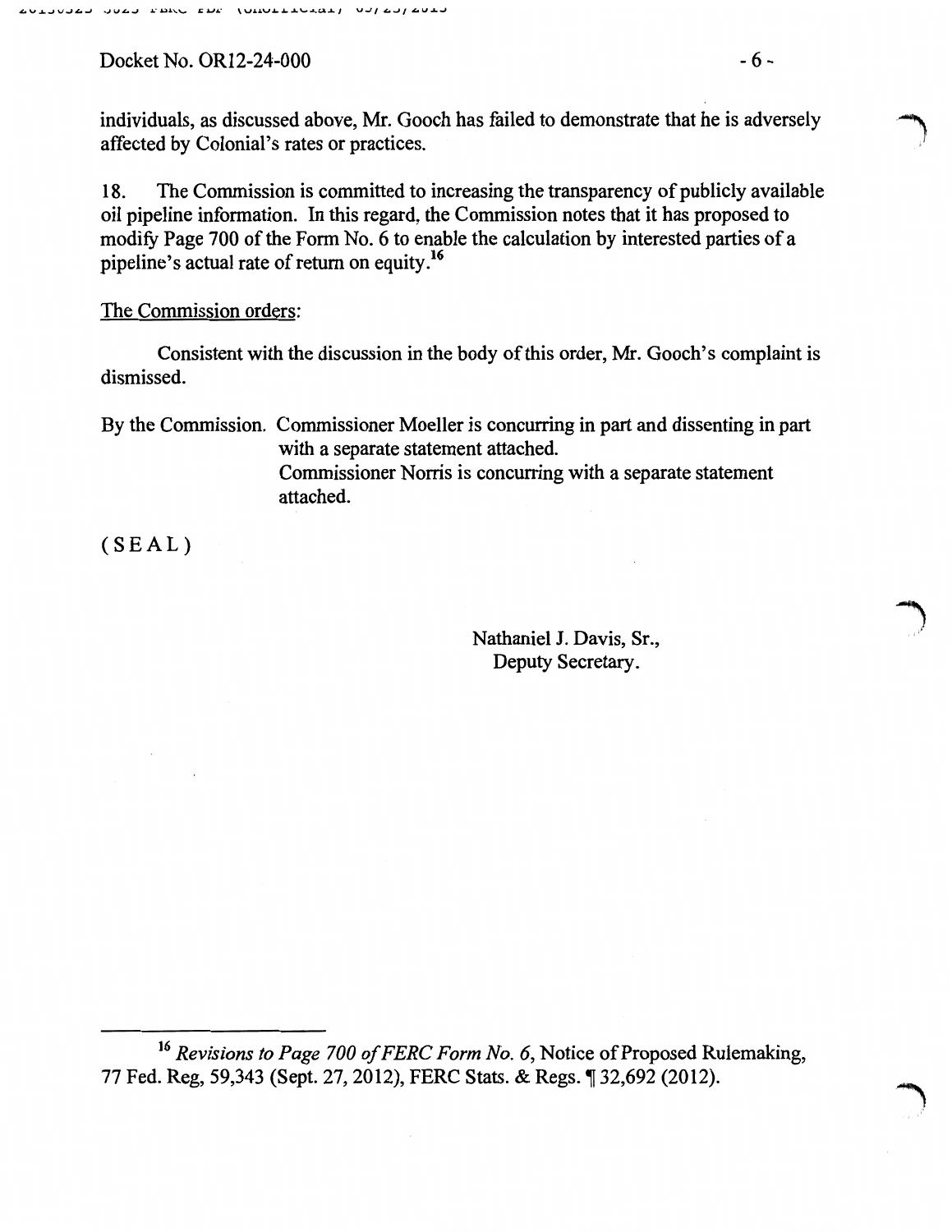individuals, as discussed above, Mr. Gooch has failed to demonstrate that he is adversely affected by Colonial's rates or practices.

18. The Commission is committed to increasing the transparency of publicly available oil pipeline information. In this regard, the Commission notes that it has proposed to modify Page 700 of the Form No. 6 to enable the calculation by interested parties of a pipeline's actual rate of return on equity.[16]

<u>The Commission orders</u>:

Consistent with the discussion in the body of this order, Mr. Gooch's complaint is dismissed.

By the Commission. Commissioner Moeller is concurring in part and dissenting in part with a separate statement attached.
Commissioner Norris is concurring with a separate statement attached.

( S E A L )

Nathaniel J. Davis, Sr.,
Deputy Secretary.

---

[16] *Revisions to Page 700 of FERC Form No. 6*, Notice of Proposed Rulemaking, 77 Fed. Reg, 59,343 (Sept. 27, 2012), FERC Stats. & Regs. ¶ 32,692 (2012).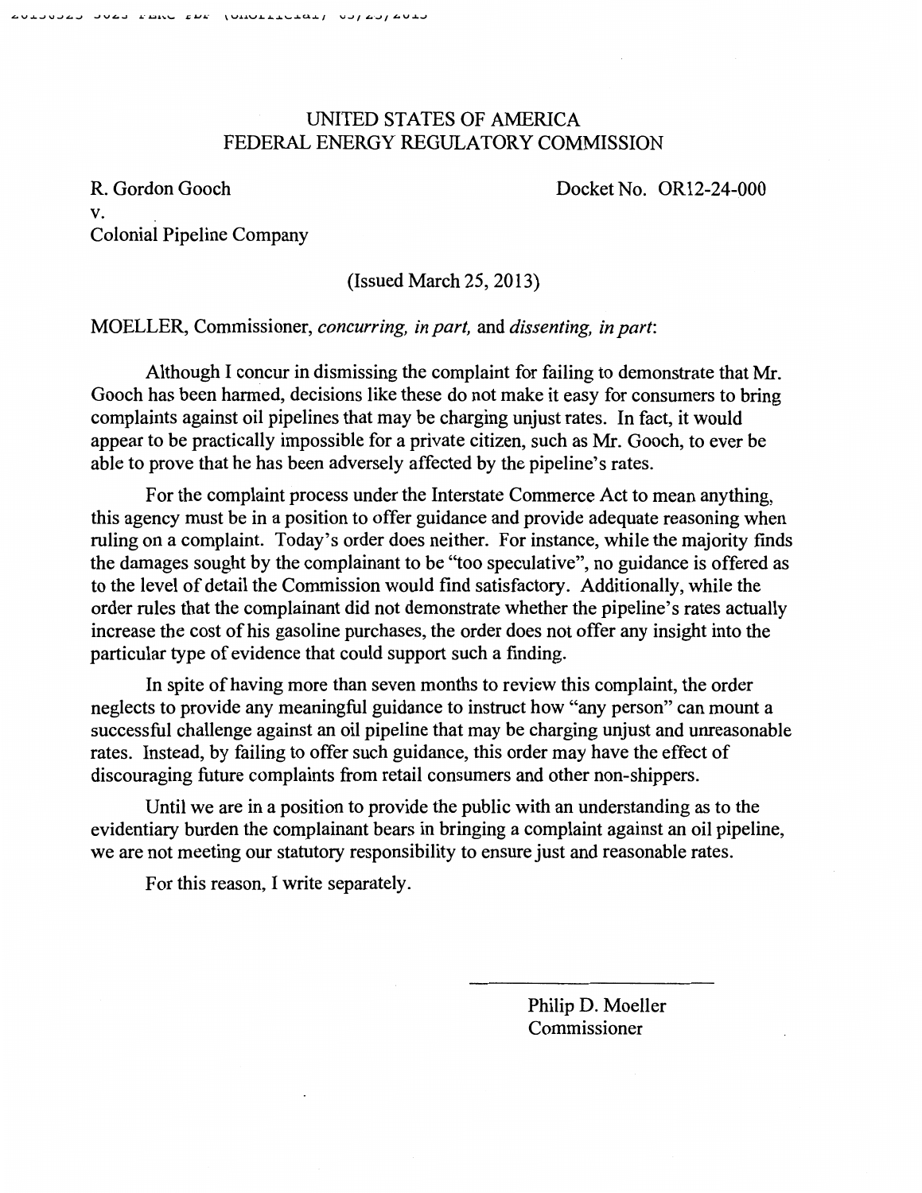UNITED STATES OF AMERICA
FEDERAL ENERGY REGULATORY COMMISSION

R. Gordon Gooch
v.
Colonial Pipeline Company

Docket No. OR12-24-000

(Issued March 25, 2013)

MOELLER, Commissioner, *concurring, in part,* and *dissenting, in part*:

Although I concur in dismissing the complaint for failing to demonstrate that Mr. Gooch has been harmed, decisions like these do not make it easy for consumers to bring complaints against oil pipelines that may be charging unjust rates. In fact, it would appear to be practically impossible for a private citizen, such as Mr. Gooch, to ever be able to prove that he has been adversely affected by the pipeline's rates.

For the complaint process under the Interstate Commerce Act to mean anything, this agency must be in a position to offer guidance and provide adequate reasoning when ruling on a complaint. Today's order does neither. For instance, while the majority finds the damages sought by the complainant to be "too speculative", no guidance is offered as to the level of detail the Commission would find satisfactory. Additionally, while the order rules that the complainant did not demonstrate whether the pipeline's rates actually increase the cost of his gasoline purchases, the order does not offer any insight into the particular type of evidence that could support such a finding.

In spite of having more than seven months to review this complaint, the order neglects to provide any meaningful guidance to instruct how "any person" can mount a successful challenge against an oil pipeline that may be charging unjust and unreasonable rates. Instead, by failing to offer such guidance, this order may have the effect of discouraging future complaints from retail consumers and other non-shippers.

Until we are in a position to provide the public with an understanding as to the evidentiary burden the complainant bears in bringing a complaint against an oil pipeline, we are not meeting our statutory responsibility to ensure just and reasonable rates.

For this reason, I write separately.

Philip D. Moeller
Commissioner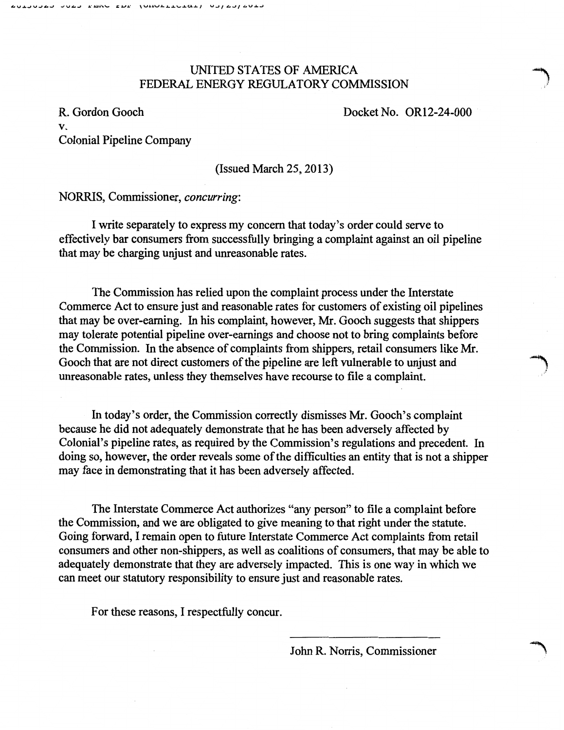UNITED STATES OF AMERICA
FEDERAL ENERGY REGULATORY COMMISSION

R. Gordon Gooch
v.
Colonial Pipeline Company

Docket No. OR12-24-000

(Issued March 25, 2013)

NORRIS, Commissioner, *concurring*:

I write separately to express my concern that today's order could serve to effectively bar consumers from successfully bringing a complaint against an oil pipeline that may be charging unjust and unreasonable rates.

The Commission has relied upon the complaint process under the Interstate Commerce Act to ensure just and reasonable rates for customers of existing oil pipelines that may be over-earning. In his complaint, however, Mr. Gooch suggests that shippers may tolerate potential pipeline over-earnings and choose not to bring complaints before the Commission. In the absence of complaints from shippers, retail consumers like Mr. Gooch that are not direct customers of the pipeline are left vulnerable to unjust and unreasonable rates, unless they themselves have recourse to file a complaint.

In today's order, the Commission correctly dismisses Mr. Gooch's complaint because he did not adequately demonstrate that he has been adversely affected by Colonial's pipeline rates, as required by the Commission's regulations and precedent. In doing so, however, the order reveals some of the difficulties an entity that is not a shipper may face in demonstrating that it has been adversely affected.

The Interstate Commerce Act authorizes "any person" to file a complaint before the Commission, and we are obligated to give meaning to that right under the statute. Going forward, I remain open to future Interstate Commerce Act complaints from retail consumers and other non-shippers, as well as coalitions of consumers, that may be able to adequately demonstrate that they are adversely impacted. This is one way in which we can meet our statutory responsibility to ensure just and reasonable rates.

For these reasons, I respectfully concur.

John R. Norris, Commissioner